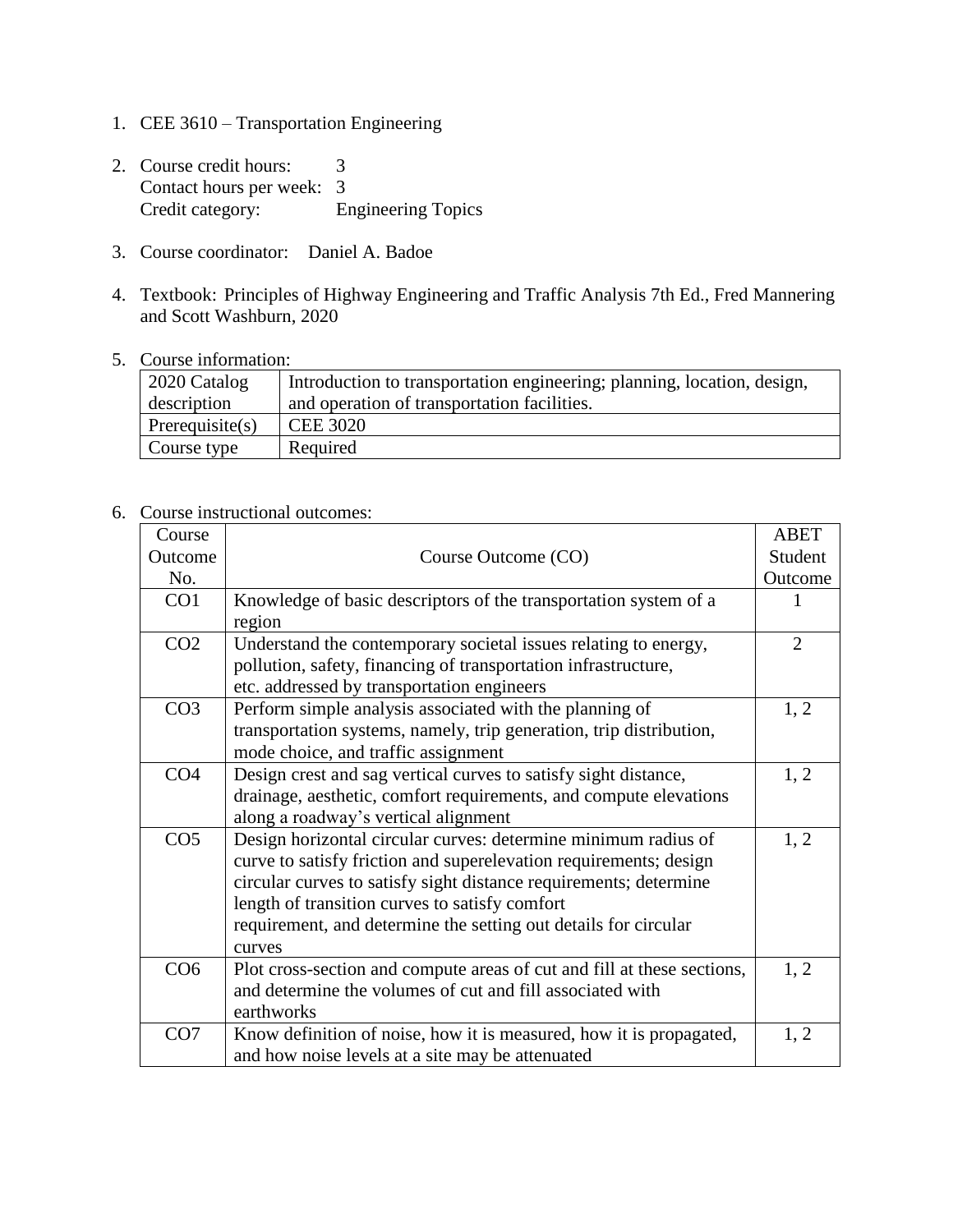1. CEE 3610 – Transportation Engineering

2. Course credit hours: 3
   Contact hours per week: 3
   Credit category: Engineering Topics

3. Course coordinator: Daniel A. Badoe

4. Textbook: Principles of Highway Engineering and Traffic Analysis 7th Ed., Fred Mannering and Scott Washburn, 2020

5. Course information:

| 2020 Catalog description | Introduction to transportation engineering; planning, location, design, and operation of transportation facilities. |
|---|---|
| Prerequisite(s) | CEE 3020 |
| Course type | Required |

6. Course instructional outcomes:

| Course Outcome No. | Course Outcome (CO) | ABET Student Outcome |
|---|---|---|
| CO1 | Knowledge of basic descriptors of the transportation system of a region | 1 |
| CO2 | Understand the contemporary societal issues relating to energy, pollution, safety, financing of transportation infrastructure, etc. addressed by transportation engineers | 2 |
| CO3 | Perform simple analysis associated with the planning of transportation systems, namely, trip generation, trip distribution, mode choice, and traffic assignment | 1, 2 |
| CO4 | Design crest and sag vertical curves to satisfy sight distance, drainage, aesthetic, comfort requirements, and compute elevations along a roadway's vertical alignment | 1, 2 |
| CO5 | Design horizontal circular curves: determine minimum radius of curve to satisfy friction and superelevation requirements; design circular curves to satisfy sight distance requirements; determine length of transition curves to satisfy comfort requirement, and determine the setting out details for circular curves | 1, 2 |
| CO6 | Plot cross-section and compute areas of cut and fill at these sections, and determine the volumes of cut and fill associated with earthworks | 1, 2 |
| CO7 | Know definition of noise, how it is measured, how it is propagated, and how noise levels at a site may be attenuated | 1, 2 |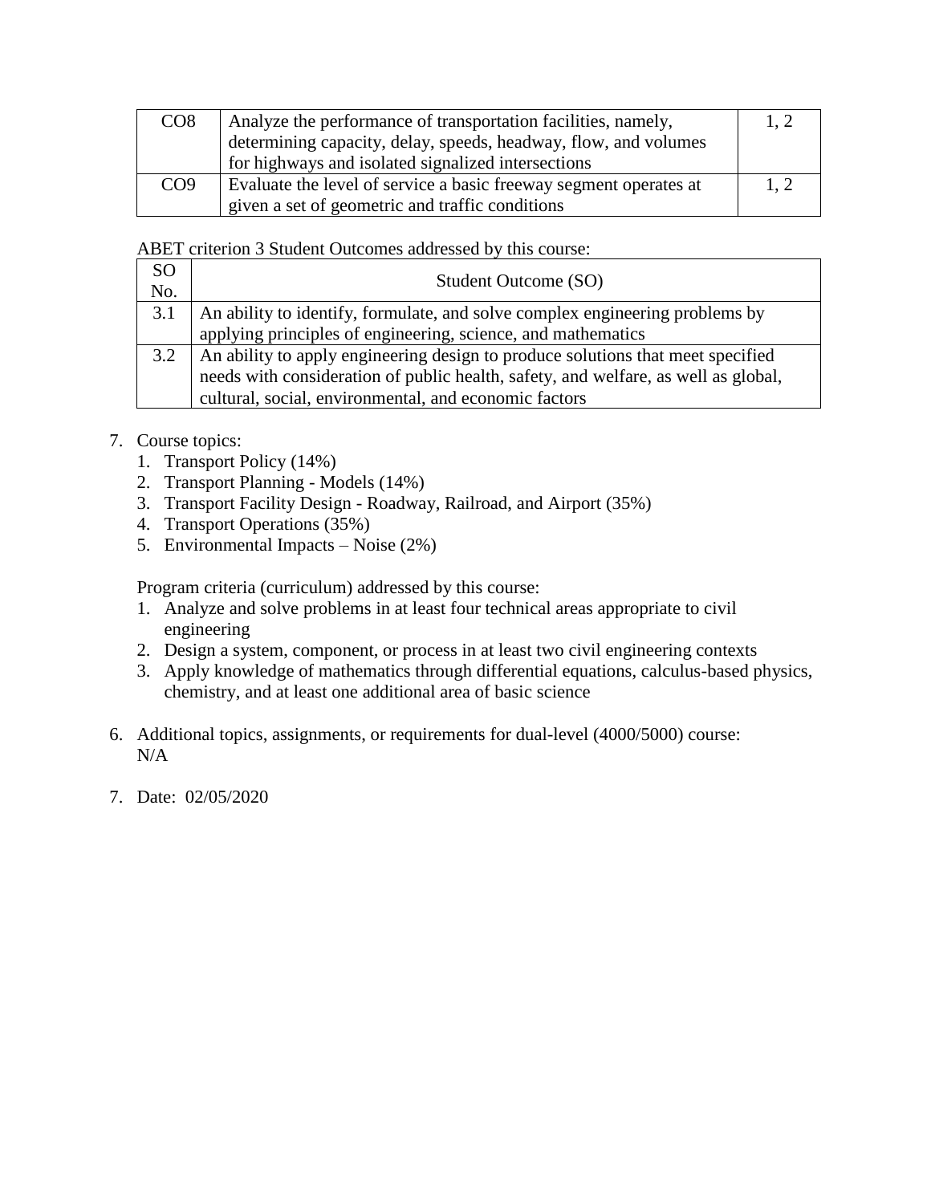| | | |
|---|---|---|
| CO8 | Analyze the performance of transportation facilities, namely, determining capacity, delay, speeds, headway, flow, and volumes for highways and isolated signalized intersections | 1, 2 |
| CO9 | Evaluate the level of service a basic freeway segment operates at given a set of geometric and traffic conditions | 1, 2 |

ABET criterion 3 Student Outcomes addressed by this course:

| SO No. | Student Outcome (SO) |
|---|---|
| 3.1 | An ability to identify, formulate, and solve complex engineering problems by applying principles of engineering, science, and mathematics |
| 3.2 | An ability to apply engineering design to produce solutions that meet specified needs with consideration of public health, safety, and welfare, as well as global, cultural, social, environmental, and economic factors |

7. Course topics:
   1. Transport Policy (14%)
   2. Transport Planning - Models (14%)
   3. Transport Facility Design - Roadway, Railroad, and Airport (35%)
   4. Transport Operations (35%)
   5. Environmental Impacts – Noise (2%)

   Program criteria (curriculum) addressed by this course:
   1. Analyze and solve problems in at least four technical areas appropriate to civil engineering
   2. Design a system, component, or process in at least two civil engineering contexts
   3. Apply knowledge of mathematics through differential equations, calculus-based physics, chemistry, and at least one additional area of basic science

6. Additional topics, assignments, or requirements for dual-level (4000/5000) course: N/A

7. Date: 02/05/2020